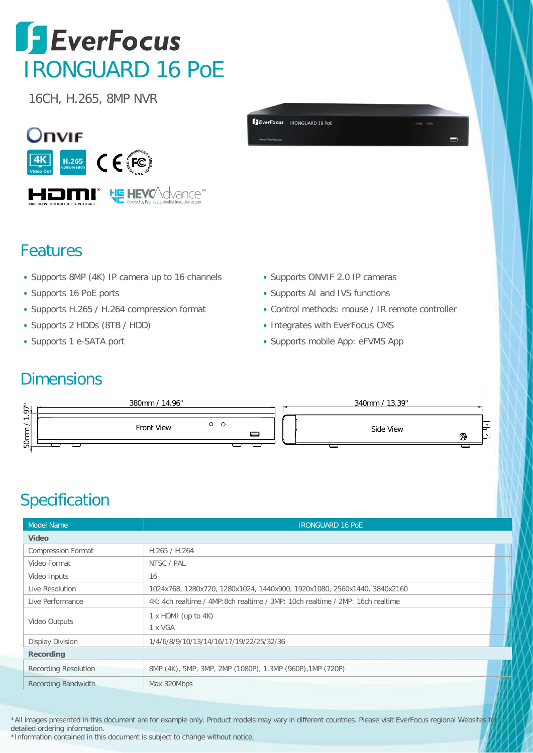# EverFocus IRONGUARD 16 PoE

16CH, H.265, 8MP NVR

## Features

- Supports 8MP (4K) IP camera up to 16 channels
- Supports 16 PoE ports
- Supports H.265 / H.264 compression format
- Supports 2 HDDs (8TB / HDD)
- Supports 1 e-SATA port
- Supports ONVIF 2.0 IP cameras
- Supports AI and IVS functions
- Control methods: mouse / IR remote controller
- Integrates with EverFocus CMS
- Supports mobile App: eFVMS App

## Dimensions

Front View: 380mm / 14.96" (W) × 50mm / 1.97" (H)

Side View: 340mm / 13.39" (D)

## Specification

| Model Name | IRONGUARD 16 PoE |
|---|---|
| **Video** | |
| Compression Format | H.265 / H.264 |
| Video Format | NTSC / PAL |
| Video Inputs | 16 |
| Live Resolution | 1024x768, 1280x720, 1280x1024, 1440x900, 1920x1080, 2560x1440, 3840x2160 |
| Live Performance | 4K: 4ch realtime / 4MP:8ch realtime / 3MP: 10ch realtime / 2MP: 16ch realtime |
| Video Outputs | 1 x HDMI (up to 4K)<br>1 x VGA |
| Display Division | 1/4/6/8/9/10/13/14/16/17/19/22/25/32/36 |
| **Recording** | |
| Recording Resolution | 8MP (4K), 5MP, 3MP, 2MP (1080P), 1.3MP (960P),1MP (720P) |
| Recording Bandwidth | Max 320Mbps |

*All images presented in this document are for example only. Product models may vary in different countries. Please visit EverFocus regional Websites for detailed ordering information.
*Information contained in this document is subject to change without notice.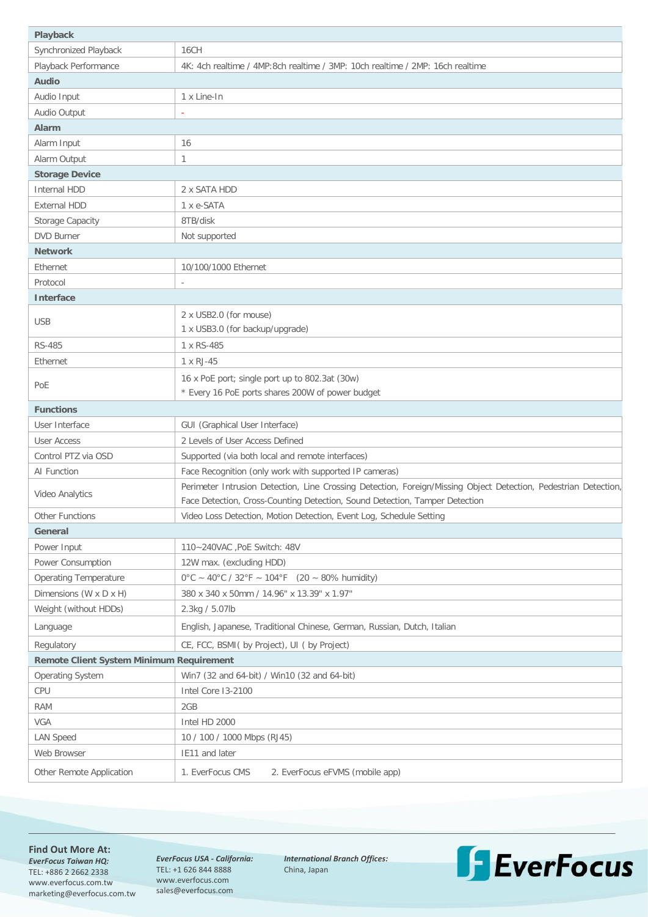| | |
|---|---|
| **Playback** | |
| Synchronized Playback | 16CH |
| Playback Performance | 4K: 4ch realtime / 4MP:8ch realtime / 3MP: 10ch realtime / 2MP: 16ch realtime |
| **Audio** | |
| Audio Input | 1 x Line-In |
| Audio Output | - |
| **Alarm** | |
| Alarm Input | 16 |
| Alarm Output | 1 |
| **Storage Device** | |
| Internal HDD | 2 x SATA HDD |
| External HDD | 1 x e-SATA |
| Storage Capacity | 8TB/disk |
| DVD Burner | Not supported |
| **Network** | |
| Ethernet | 10/100/1000 Ethernet |
| Protocol | - |
| **Interface** | |
| USB | 2 x USB2.0 (for mouse)<br>1 x USB3.0 (for backup/upgrade) |
| RS-485 | 1 x RS-485 |
| Ethernet | 1 x RJ-45 |
| PoE | 16 x PoE port; single port up to 802.3at (30w)<br>* Every 16 PoE ports shares 200W of power budget |
| **Functions** | |
| User Interface | GUI (Graphical User Interface) |
| User Access | 2 Levels of User Access Defined |
| Control PTZ via OSD | Supported (via both local and remote interfaces) |
| AI Function | Face Recognition (only work with supported IP cameras) |
| Video Analytics | Perimeter Intrusion Detection, Line Crossing Detection, Foreign/Missing Object Detection, Pedestrian Detection, Face Detection, Cross-Counting Detection, Sound Detection, Tamper Detection |
| Other Functions | Video Loss Detection, Motion Detection, Event Log, Schedule Setting |
| **General** | |
| Power Input | 110~240VAC ,PoE Switch: 48V |
| Power Consumption | 12W max. (excluding HDD) |
| Operating Temperature | 0°C ~ 40°C / 32°F ~ 104°F (20 ~ 80% humidity) |
| Dimensions (W x D x H) | 380 x 340 x 50mm / 14.96" x 13.39" x 1.97" |
| Weight (without HDDs) | 2.3kg / 5.07lb |
| Language | English, Japanese, Traditional Chinese, German, Russian, Dutch, Italian |
| Regulatory | CE, FCC, BSMI( by Project), UI ( by Project) |
| **Remote Client System Minimum Requirement** | |
| Operating System | Win7 (32 and 64-bit) / Win10 (32 and 64-bit) |
| CPU | Intel Core I3-2100 |
| RAM | 2GB |
| VGA | Intel HD 2000 |
| LAN Speed | 10 / 100 / 1000 Mbps (RJ45) |
| Web Browser | IE11 and later |
| Other Remote Application | 1. EverFocus CMS 2. EverFocus eFVMS (mobile app) |

**Find Out More At:**

***EverFocus Taiwan HQ:***
TEL: +886 2 2662 2338
www.everfocus.com.tw
marketing@everfocus.com.tw

***EverFocus USA - California:***
TEL: +1 626 844 8888
www.everfocus.com
sales@everfocus.com

***International Branch Offices:***
China, Japan

EverFocus